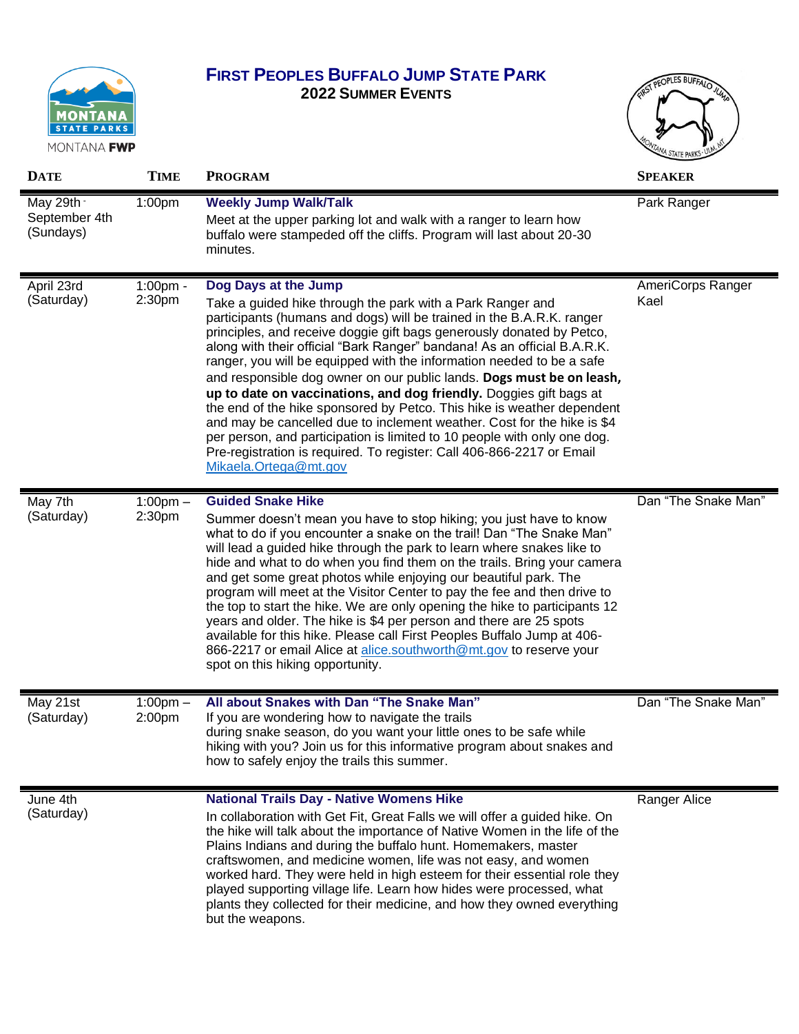# FIRST PEOPLES BUFFALO JUMP STATE PARK

## 2022 SUMMER EVENTS

| DATE | TIME | PROGRAM | SPEAKER |
|---|---|---|---|
| May 29th - September 4th (Sundays) | 1:00pm | **Weekly Jump Walk/Talk**<br>Meet at the upper parking lot and walk with a ranger to learn how buffalo were stampeded off the cliffs. Program will last about 20-30 minutes. | Park Ranger |
| April 23rd (Saturday) | 1:00pm - 2:30pm | **Dog Days at the Jump**<br>Take a guided hike through the park with a Park Ranger and participants (humans and dogs) will be trained in the B.A.R.K. ranger principles, and receive doggie gift bags generously donated by Petco, along with their official "Bark Ranger" bandana! As an official B.A.R.K. ranger, you will be equipped with the information needed to be a safe and responsible dog owner on our public lands. **Dogs must be on leash, up to date on vaccinations, and dog friendly.** Doggies gift bags at the end of the hike sponsored by Petco. This hike is weather dependent and may be cancelled due to inclement weather. Cost for the hike is $4 per person, and participation is limited to 10 people with only one dog. Pre-registration is required. To register: Call 406-866-2217 or Email Mikaela.Ortega@mt.gov | AmeriCorps Ranger Kael |
| May 7th (Saturday) | 1:00pm – 2:30pm | **Guided Snake Hike**<br>Summer doesn't mean you have to stop hiking; you just have to know what to do if you encounter a snake on the trail! Dan "The Snake Man" will lead a guided hike through the park to learn where snakes like to hide and what to do when you find them on the trails. Bring your camera and get some great photos while enjoying our beautiful park. The program will meet at the Visitor Center to pay the fee and then drive to the top to start the hike. We are only opening the hike to participants 12 years and older. The hike is $4 per person and there are 25 spots available for this hike. Please call First Peoples Buffalo Jump at 406-866-2217 or email Alice at alice.southworth@mt.gov to reserve your spot on this hiking opportunity. | Dan "The Snake Man" |
| May 21st (Saturday) | 1:00pm – 2:00pm | **All about Snakes with Dan "The Snake Man"**<br>If you are wondering how to navigate the trails during snake season, do you want your little ones to be safe while hiking with you? Join us for this informative program about snakes and how to safely enjoy the trails this summer. | Dan "The Snake Man" |
| June 4th (Saturday) | | **National Trails Day - Native Womens Hike**<br>In collaboration with Get Fit, Great Falls we will offer a guided hike. On the hike will talk about the importance of Native Women in the life of the Plains Indians and during the buffalo hunt. Homemakers, master craftswomen, and medicine women, life was not easy, and women worked hard. They were held in high esteem for their essential role they played supporting village life. Learn how hides were processed, what plants they collected for their medicine, and how they owned everything but the weapons. | Ranger Alice |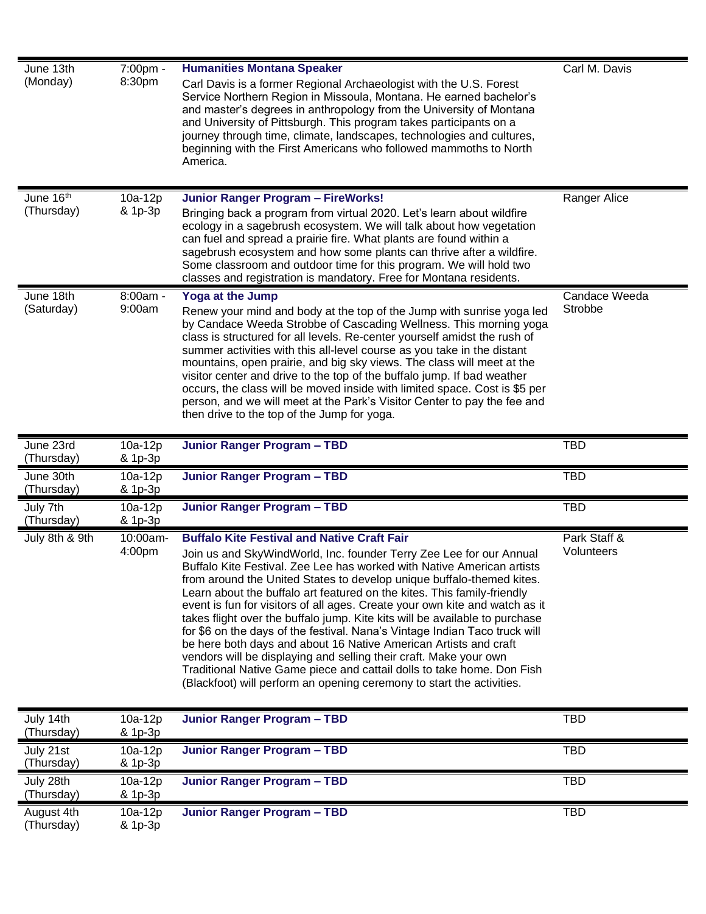| | | | |
|---|---|---|---|
| June 13th (Monday) | 7:00pm - 8:30pm | **Humanities Montana Speaker**<br>Carl Davis is a former Regional Archaeologist with the U.S. Forest Service Northern Region in Missoula, Montana. He earned bachelor's and master's degrees in anthropology from the University of Montana and University of Pittsburgh. This program takes participants on a journey through time, climate, landscapes, technologies and cultures, beginning with the First Americans who followed mammoths to North America. | Carl M. Davis |
| June 16th (Thursday) | 10a-12p & 1p-3p | **Junior Ranger Program – FireWorks!**<br>Bringing back a program from virtual 2020. Let's learn about wildfire ecology in a sagebrush ecosystem. We will talk about how vegetation can fuel and spread a prairie fire. What plants are found within a sagebrush ecosystem and how some plants can thrive after a wildfire. Some classroom and outdoor time for this program. We will hold two classes and registration is mandatory. Free for Montana residents. | Ranger Alice |
| June 18th (Saturday) | 8:00am - 9:00am | **Yoga at the Jump**<br>Renew your mind and body at the top of the Jump with sunrise yoga led by Candace Weeda Strobbe of Cascading Wellness. This morning yoga class is structured for all levels. Re-center yourself amidst the rush of summer activities with this all-level course as you take in the distant mountains, open prairie, and big sky views. The class will meet at the visitor center and drive to the top of the buffalo jump. If bad weather occurs, the class will be moved inside with limited space. Cost is $5 per person, and we will meet at the Park's Visitor Center to pay the fee and then drive to the top of the Jump for yoga. | Candace Weeda Strobbe |
| June 23rd (Thursday) | 10a-12p & 1p-3p | **Junior Ranger Program – TBD** | TBD |
| June 30th (Thursday) | 10a-12p & 1p-3p | **Junior Ranger Program – TBD** | TBD |
| July 7th (Thursday) | 10a-12p & 1p-3p | **Junior Ranger Program – TBD** | TBD |
| July 8th & 9th | 10:00am-4:00pm | **Buffalo Kite Festival and Native Craft Fair**<br>Join us and SkyWindWorld, Inc. founder Terry Zee Lee for our Annual Buffalo Kite Festival. Zee Lee has worked with Native American artists from around the United States to develop unique buffalo-themed kites. Learn about the buffalo art featured on the kites. This family-friendly event is fun for visitors of all ages. Create your own kite and watch as it takes flight over the buffalo jump. Kite kits will be available to purchase for $6 on the days of the festival. Nana's Vintage Indian Taco truck will be here both days and about 16 Native American Artists and craft vendors will be displaying and selling their craft. Make your own Traditional Native Game piece and cattail dolls to take home. Don Fish (Blackfoot) will perform an opening ceremony to start the activities. | Park Staff & Volunteers |
| July 14th (Thursday) | 10a-12p & 1p-3p | **Junior Ranger Program – TBD** | TBD |
| July 21st (Thursday) | 10a-12p & 1p-3p | **Junior Ranger Program – TBD** | TBD |
| July 28th (Thursday) | 10a-12p & 1p-3p | **Junior Ranger Program – TBD** | TBD |
| August 4th (Thursday) | 10a-12p & 1p-3p | **Junior Ranger Program – TBD** | TBD |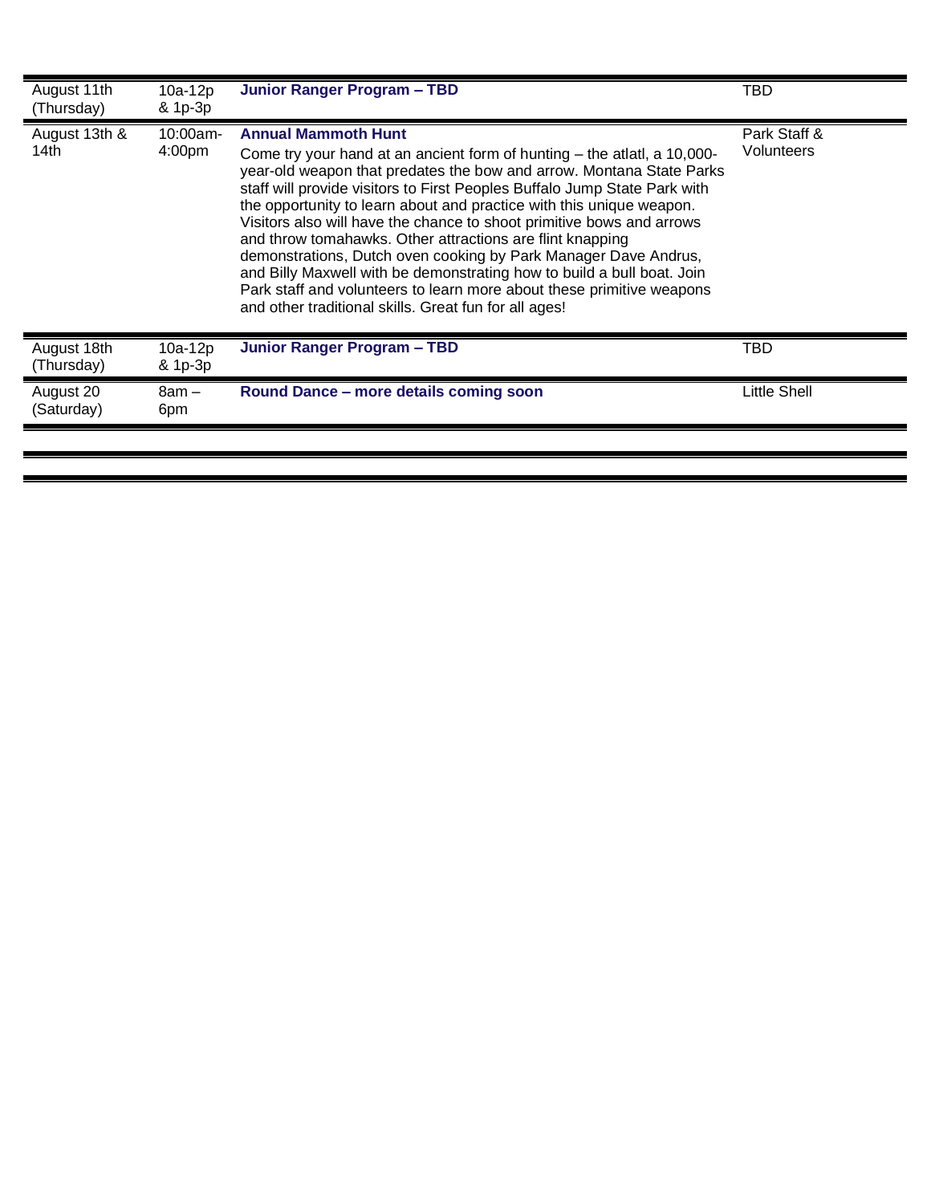| | | | |
|---|---|---|---|
| August 11th (Thursday) | 10a-12p & 1p-3p | **Junior Ranger Program – TBD** | TBD |
| August 13th & 14th | 10:00am-4:00pm | **Annual Mammoth Hunt**<br>Come try your hand at an ancient form of hunting – the atlatl, a 10,000-year-old weapon that predates the bow and arrow. Montana State Parks staff will provide visitors to First Peoples Buffalo Jump State Park with the opportunity to learn about and practice with this unique weapon. Visitors also will have the chance to shoot primitive bows and arrows and throw tomahawks. Other attractions are flint knapping demonstrations, Dutch oven cooking by Park Manager Dave Andrus, and Billy Maxwell with be demonstrating how to build a bull boat. Join Park staff and volunteers to learn more about these primitive weapons and other traditional skills. Great fun for all ages! | Park Staff & Volunteers |
| August 18th (Thursday) | 10a-12p & 1p-3p | **Junior Ranger Program – TBD** | TBD |
| August 20 (Saturday) | 8am – 6pm | **Round Dance – more details coming soon** | Little Shell |